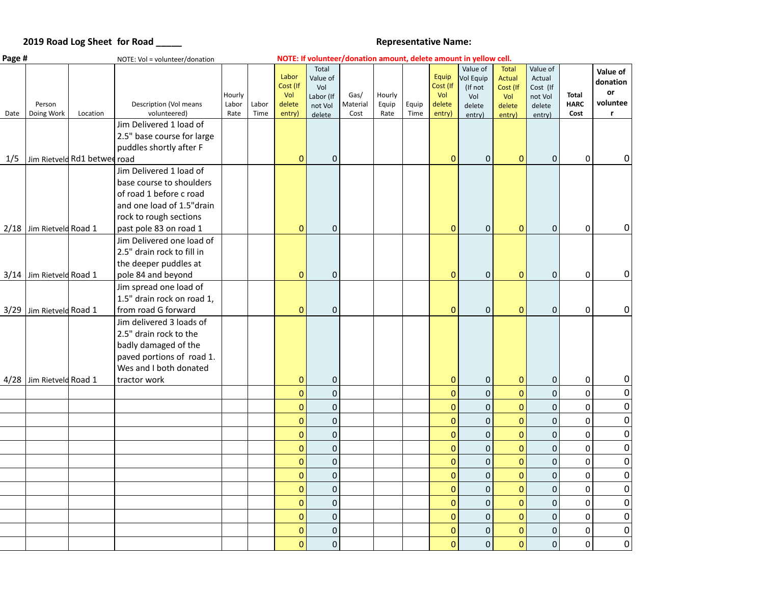**2019 Road Log Sheet for Road _____** **Representative Name:**

**Page #** NOTE: Vol = volunteer/donation **NOTE: If volunteer/donation amount, delete amount in yellow cell.**

| Date | Person Doing Work | Location | Description (Vol means volunteered) | Hourly Labor Rate | Labor Time | Labor Cost (If Vol delete entry) | Total Value of Vol Labor (If not Vol delete | Gas/ Material Cost | Hourly Equip Rate | Equip Time | Equip Cost (If Vol delete entry) | Value of Vol Equip (If not Vol delete entry) | Total Actual Cost (If Vol delete entry) | Value of Actual Cost (If not Vol delete entry) | Total HARC Cost | Value of donation or volunteer |
|---|---|---|---|---|---|---|---|---|---|---|---|---|---|---|---|---|
| 1/5 | Jim Rietveld | Rd1 betwee | Jim Delivered 1 load of 2.5" base course for large puddles shortly after F road | | | 0 | 0 | | | | 0 | 0 | 0 | 0 | 0 | 0 |
| 2/18 | Jim Rietveld | Road 1 | Jim Delivered 1 load of base course to shoulders of road 1 before c road and one load of 1.5"drain rock to rough sections past pole 83 on road 1 | | | 0 | 0 | | | | 0 | 0 | 0 | 0 | 0 | 0 |
| 3/14 | Jim Rietveld | Road 1 | Jim Delivered one load of 2.5" drain rock to fill in the deeper puddles at pole 84 and beyond | | | 0 | 0 | | | | 0 | 0 | 0 | 0 | 0 | 0 |
| 3/29 | Jim Rietveld | Road 1 | Jim spread one load of 1.5" drain rock on road 1, from road G forward | | | 0 | 0 | | | | 0 | 0 | 0 | 0 | 0 | 0 |
| 4/28 | Jim Rietveld | Road 1 | Jim delivered 3 loads of 2.5" drain rock to the badly damaged of the paved portions of road 1. Wes and I both donated tractor work | | | 0 | 0 | | | | 0 | 0 | 0 | 0 | 0 | 0 |
| | | | | | | 0 | 0 | | | | 0 | 0 | 0 | 0 | 0 | 0 |
| | | | | | | 0 | 0 | | | | 0 | 0 | 0 | 0 | 0 | 0 |
| | | | | | | 0 | 0 | | | | 0 | 0 | 0 | 0 | 0 | 0 |
| | | | | | | 0 | 0 | | | | 0 | 0 | 0 | 0 | 0 | 0 |
| | | | | | | 0 | 0 | | | | 0 | 0 | 0 | 0 | 0 | 0 |
| | | | | | | 0 | 0 | | | | 0 | 0 | 0 | 0 | 0 | 0 |
| | | | | | | 0 | 0 | | | | 0 | 0 | 0 | 0 | 0 | 0 |
| | | | | | | 0 | 0 | | | | 0 | 0 | 0 | 0 | 0 | 0 |
| | | | | | | 0 | 0 | | | | 0 | 0 | 0 | 0 | 0 | 0 |
| | | | | | | 0 | 0 | | | | 0 | 0 | 0 | 0 | 0 | 0 |
| | | | | | | 0 | 0 | | | | 0 | 0 | 0 | 0 | 0 | 0 |
| | | | | | | 0 | 0 | | | | 0 | 0 | 0 | 0 | 0 | 0 |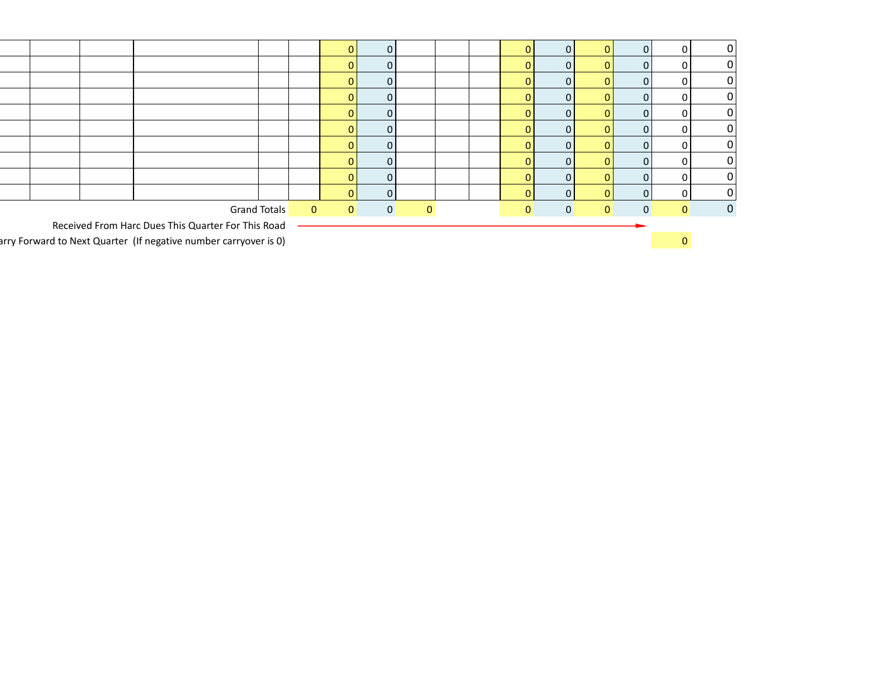| | | | | | | | | | | | | | | | | |
|---|---|---|---|---|---|---|---|---|---|---|---|---|---|---|---|---|
| | | | | | | 0 | 0 | | | | 0 | 0 | 0 | 0 | 0 | 0 |
| | | | | | | 0 | 0 | | | | 0 | 0 | 0 | 0 | 0 | 0 |
| | | | | | | 0 | 0 | | | | 0 | 0 | 0 | 0 | 0 | 0 |
| | | | | | | 0 | 0 | | | | 0 | 0 | 0 | 0 | 0 | 0 |
| | | | | | | 0 | 0 | | | | 0 | 0 | 0 | 0 | 0 | 0 |
| | | | | | | 0 | 0 | | | | 0 | 0 | 0 | 0 | 0 | 0 |
| | | | | | | 0 | 0 | | | | 0 | 0 | 0 | 0 | 0 | 0 |
| | | | | | | 0 | 0 | | | | 0 | 0 | 0 | 0 | 0 | 0 |
| | | | | | | 0 | 0 | | | | 0 | 0 | 0 | 0 | 0 | 0 |
| | | | | | | 0 | 0 | | | | 0 | 0 | 0 | 0 | 0 | 0 |
| | | | Grand Totals | | 0 | 0 | 0 | 0 | | | 0 | 0 | 0 | 0 | 0 | 0 |
| | | | Received From Harc Dues This Quarter For This Road | | | | | | | | | | | | | |
| | | | arry Forward to Next Quarter (If negative number carryover is 0) | | | | | | | | | | | | 0 | |